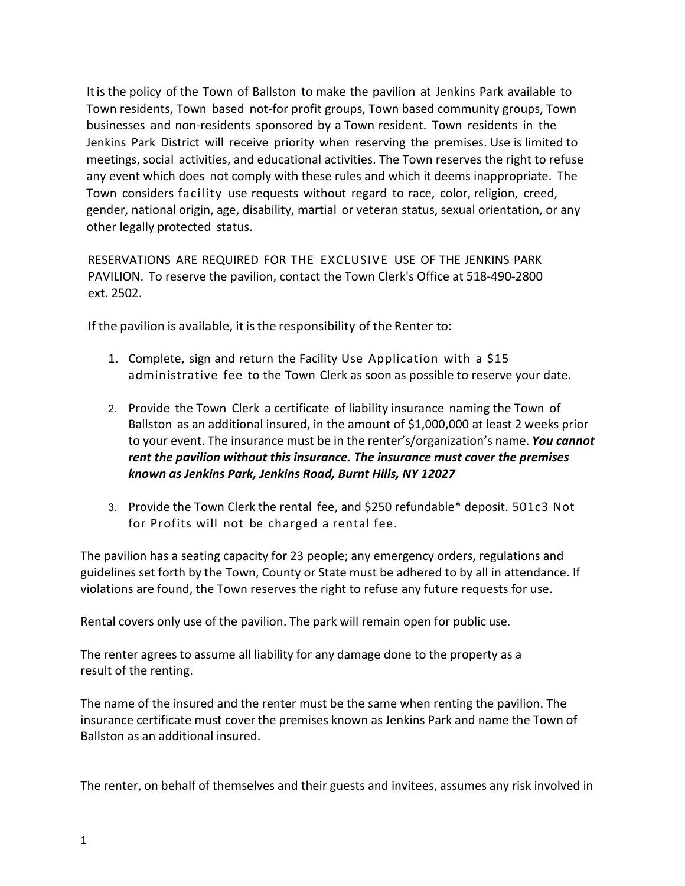It is the policy of the Town of Ballston to make the pavilion at Jenkins Park available to Town residents, Town based not-for profit groups, Town based community groups, Town businesses and non-residents sponsored by a Town resident. Town residents in the Jenkins Park District will receive priority when reserving the premises. Use is limited to meetings, social activities, and educational activities. The Town reserves the right to refuse any event which does not comply with these rules and which it deems inappropriate. The Town considers facility use requests without regard to race, color, religion, creed, gender, national origin, age, disability, martial or veteran status, sexual orientation, or any other legally protected status.

RESERVATIONS ARE REQUIRED FOR THE EXCLUSIVE USE OF THE JENKINS PARK PAVILION. To reserve the pavilion, contact the Town Clerk's Office at 518-490-2800 ext. 2502.

If the pavilion is available, it is the responsibility of the Renter to:

1. Complete, sign and return the Facility Use Application with a $15 administrative fee to the Town Clerk as soon as possible to reserve your date.

2. Provide the Town Clerk a certificate of liability insurance naming the Town of Ballston as an additional insured, in the amount of $1,000,000 at least 2 weeks prior to your event. The insurance must be in the renter's/organization's name. ***You cannot rent the pavilion without this insurance. The insurance must cover the premises known as Jenkins Park, Jenkins Road, Burnt Hills, NY 12027***

3. Provide the Town Clerk the rental fee, and $250 refundable* deposit. 501c3 Not for Profits will not be charged a rental fee.

The pavilion has a seating capacity for 23 people; any emergency orders, regulations and guidelines set forth by the Town, County or State must be adhered to by all in attendance. If violations are found, the Town reserves the right to refuse any future requests for use.

Rental covers only use of the pavilion. The park will remain open for public use.

The renter agrees to assume all liability for any damage done to the property as a result of the renting.

The name of the insured and the renter must be the same when renting the pavilion. The insurance certificate must cover the premises known as Jenkins Park and name the Town of Ballston as an additional insured.

The renter, on behalf of themselves and their guests and invitees, assumes any risk involved in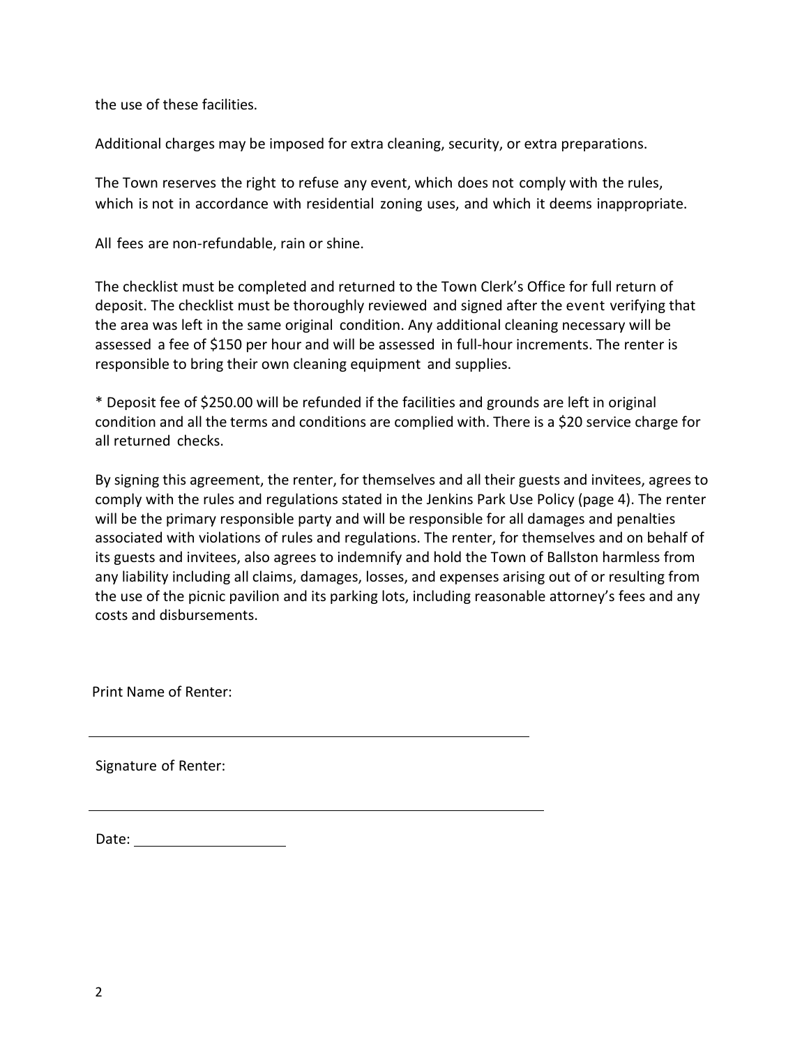the use of these facilities.

Additional charges may be imposed for extra cleaning, security, or extra preparations.

The Town reserves the right to refuse any event, which does not comply with the rules, which is not in accordance with residential zoning uses, and which it deems inappropriate.

All fees are non-refundable, rain or shine.

The checklist must be completed and returned to the Town Clerk's Office for full return of deposit. The checklist must be thoroughly reviewed and signed after the event verifying that the area was left in the same original condition. Any additional cleaning necessary will be assessed a fee of $150 per hour and will be assessed in full-hour increments. The renter is responsible to bring their own cleaning equipment and supplies.

* Deposit fee of $250.00 will be refunded if the facilities and grounds are left in original condition and all the terms and conditions are complied with. There is a $20 service charge for all returned checks.

By signing this agreement, the renter, for themselves and all their guests and invitees, agrees to comply with the rules and regulations stated in the Jenkins Park Use Policy (page 4). The renter will be the primary responsible party and will be responsible for all damages and penalties associated with violations of rules and regulations. The renter, for themselves and on behalf of its guests and invitees, also agrees to indemnify and hold the Town of Ballston harmless from any liability including all claims, damages, losses, and expenses arising out of or resulting from the use of the picnic pavilion and its parking lots, including reasonable attorney's fees and any costs and disbursements.

Print Name of Renter:

_______________________________________________

Signature of Renter:

_______________________________________________

Date: ____________________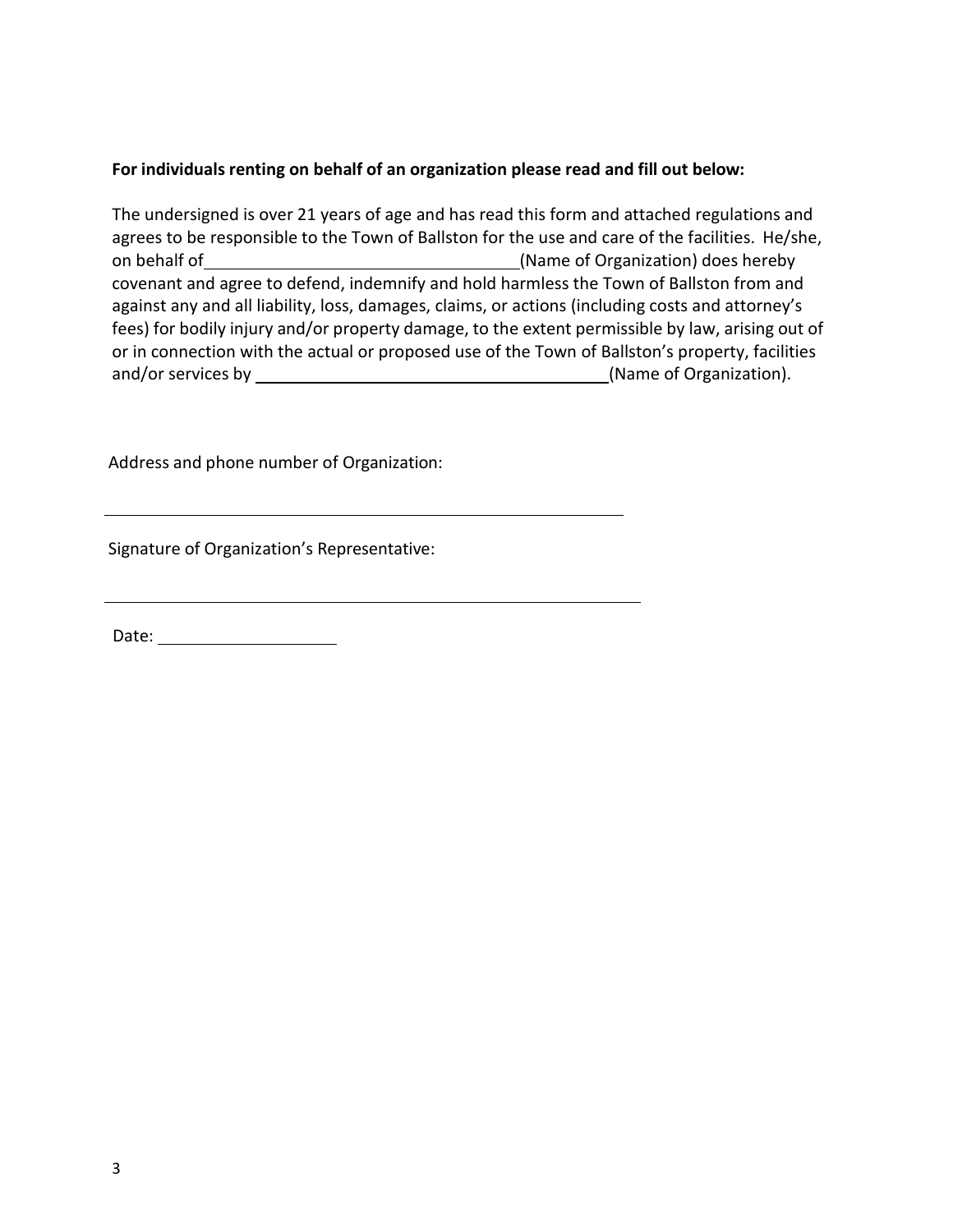**For individuals renting on behalf of an organization please read and fill out below:**

The undersigned is over 21 years of age and has read this form and attached regulations and agrees to be responsible to the Town of Ballston for the use and care of the facilities. He/she, on behalf of ________________________________(Name of Organization) does hereby covenant and agree to defend, indemnify and hold harmless the Town of Ballston from and against any and all liability, loss, damages, claims, or actions (including costs and attorney's fees) for bodily injury and/or property damage, to the extent permissible by law, arising out of or in connection with the actual or proposed use of the Town of Ballston's property, facilities and/or services by ____________________________________(Name of Organization).

Address and phone number of Organization:

______________________________________________________

Signature of Organization's Representative:

______________________________________________________

Date: __________________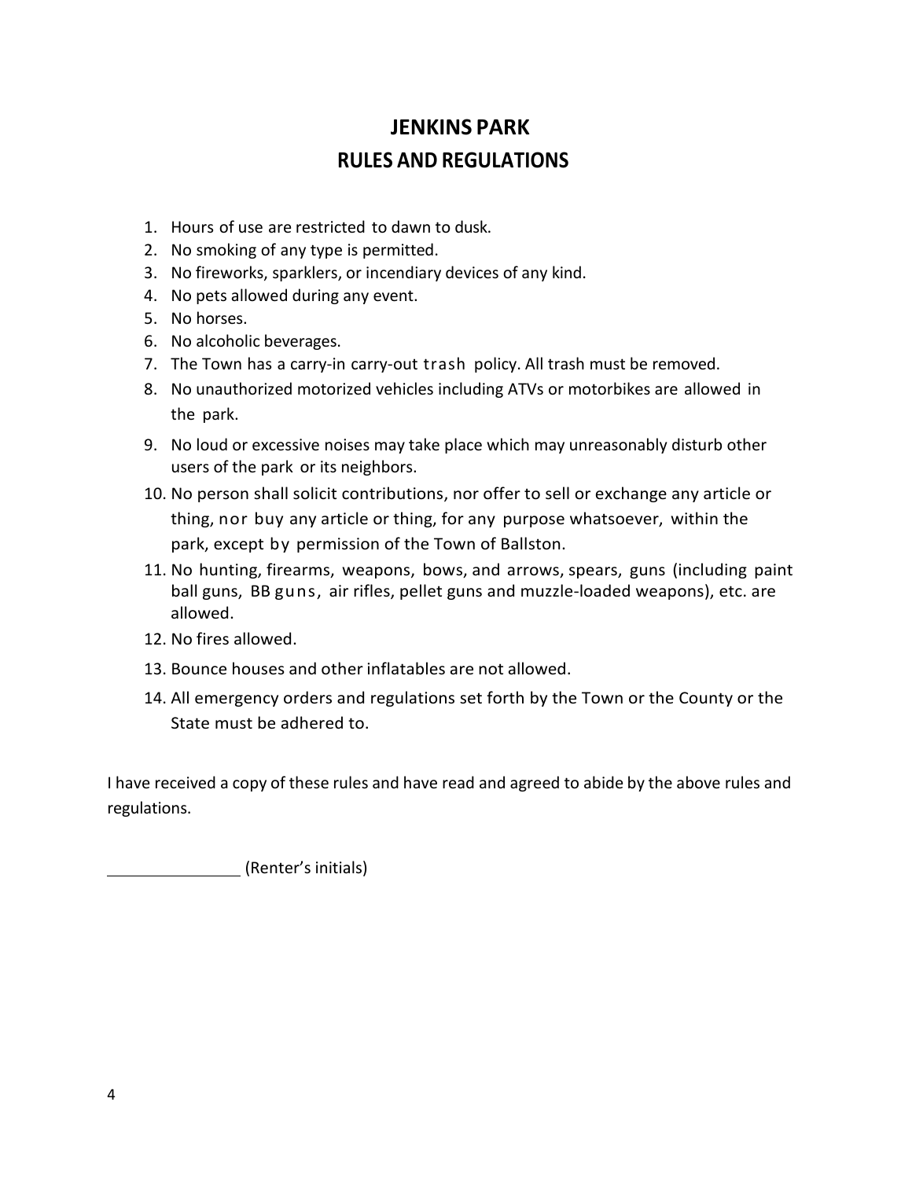# JENKINS PARK
## RULES AND REGULATIONS

1. Hours of use are restricted to dawn to dusk.
2. No smoking of any type is permitted.
3. No fireworks, sparklers, or incendiary devices of any kind.
4. No pets allowed during any event.
5. No horses.
6. No alcoholic beverages.
7. The Town has a carry-in carry-out trash policy. All trash must be removed.
8. No unauthorized motorized vehicles including ATVs or motorbikes are allowed in the park.
9. No loud or excessive noises may take place which may unreasonably disturb other users of the park or its neighbors.
10. No person shall solicit contributions, nor offer to sell or exchange any article or thing, nor buy any article or thing, for any purpose whatsoever, within the park, except by permission of the Town of Ballston.
11. No hunting, firearms, weapons, bows, and arrows, spears, guns (including paint ball guns, BB guns, air rifles, pellet guns and muzzle-loaded weapons), etc. are allowed.
12. No fires allowed.
13. Bounce houses and other inflatables are not allowed.
14. All emergency orders and regulations set forth by the Town or the County or the State must be adhered to.

I have received a copy of these rules and have read and agreed to abide by the above rules and regulations.

_______________ (Renter's initials)